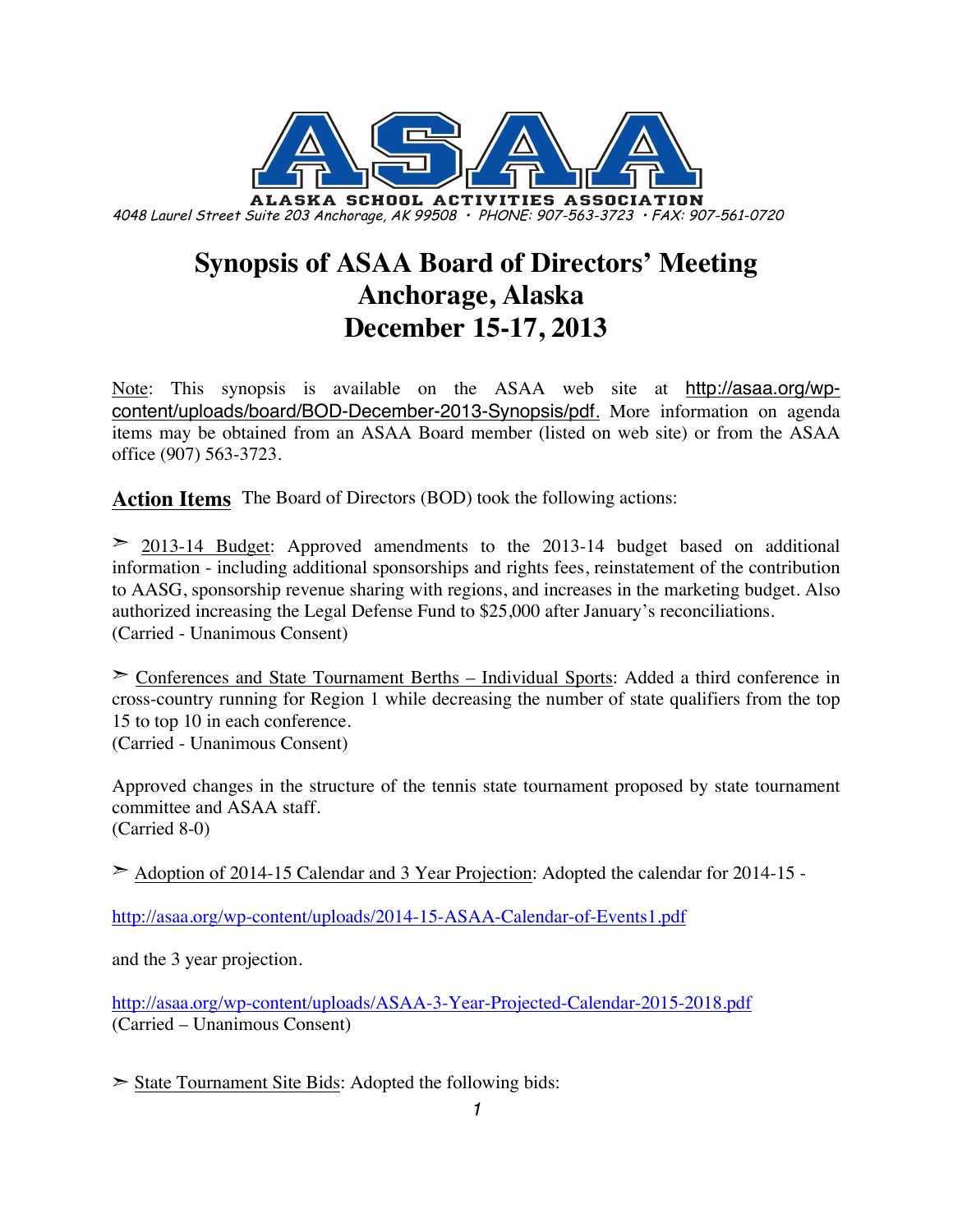**ASAA**

ALASKA SCHOOL ACTIVITIES ASSOCIATION

*4048 Laurel Street Suite 203 Anchorage, AK 99508 • PHONE: 907-563-3723 • FAX: 907-561-0720*

# Synopsis of ASAA Board of Directors' Meeting
# Anchorage, Alaska
# December 15-17, 2013

Note: This synopsis is available on the ASAA web site at http://asaa.org/wp-content/uploads/board/BOD-December-2013-Synopsis/pdf. More information on agenda items may be obtained from an ASAA Board member (listed on web site) or from the ASAA office (907) 563-3723.

**Action Items** The Board of Directors (BOD) took the following actions:

➢ 2013-14 Budget: Approved amendments to the 2013-14 budget based on additional information - including additional sponsorships and rights fees, reinstatement of the contribution to AASG, sponsorship revenue sharing with regions, and increases in the marketing budget. Also authorized increasing the Legal Defense Fund to $25,000 after January's reconciliations.
(Carried - Unanimous Consent)

➢ Conferences and State Tournament Berths – Individual Sports: Added a third conference in cross-country running for Region 1 while decreasing the number of state qualifiers from the top 15 to top 10 in each conference.
(Carried - Unanimous Consent)

Approved changes in the structure of the tennis state tournament proposed by state tournament committee and ASAA staff.
(Carried 8-0)

➢ Adoption of 2014-15 Calendar and 3 Year Projection: Adopted the calendar for 2014-15 -

http://asaa.org/wp-content/uploads/2014-15-ASAA-Calendar-of-Events1.pdf

and the 3 year projection.

http://asaa.org/wp-content/uploads/ASAA-3-Year-Projected-Calendar-2015-2018.pdf
(Carried – Unanimous Consent)

➢ State Tournament Site Bids: Adopted the following bids: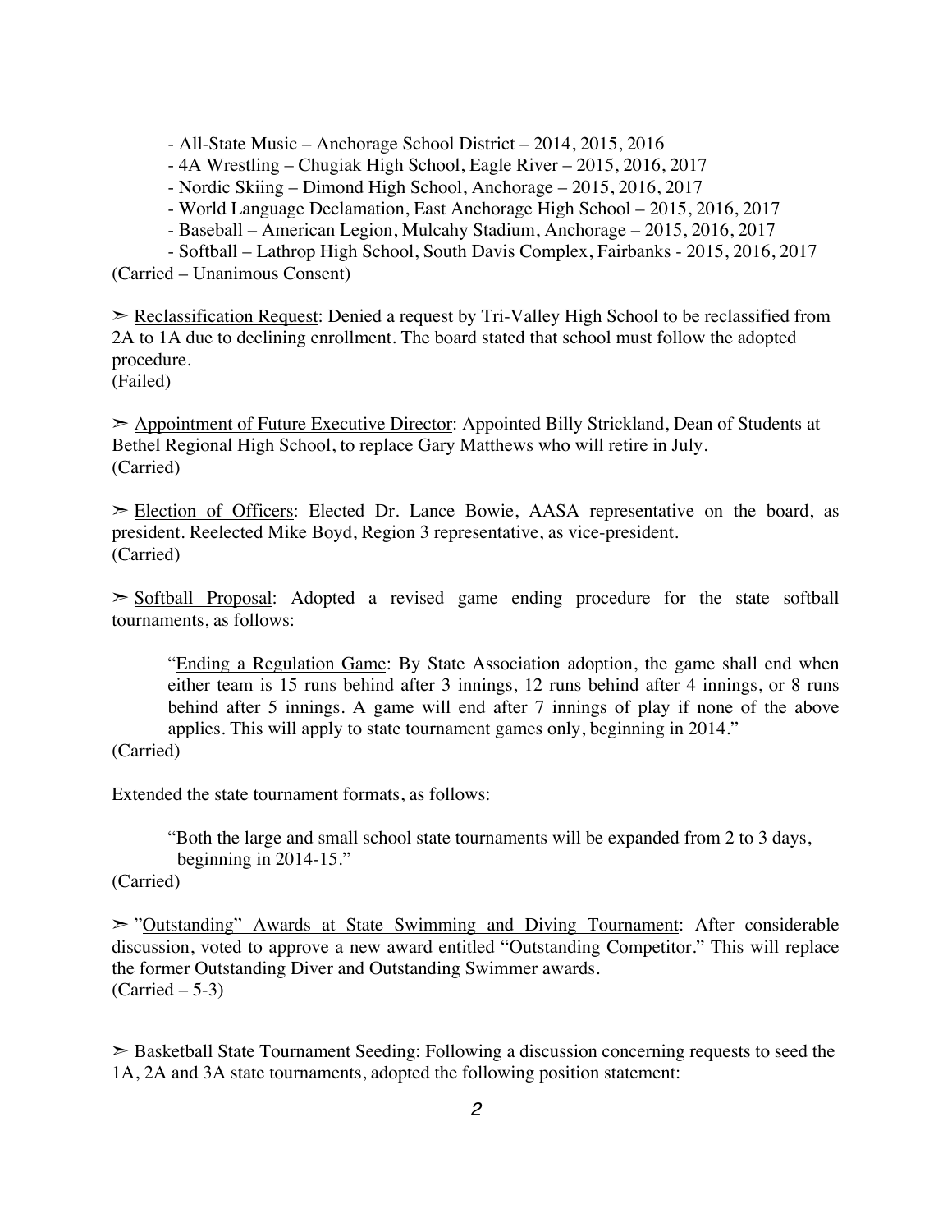- All-State Music – Anchorage School District – 2014, 2015, 2016
- 4A Wrestling – Chugiak High School, Eagle River – 2015, 2016, 2017
- Nordic Skiing – Dimond High School, Anchorage – 2015, 2016, 2017
- World Language Declamation, East Anchorage High School – 2015, 2016, 2017
- Baseball – American Legion, Mulcahy Stadium, Anchorage – 2015, 2016, 2017
- Softball – Lathrop High School, South Davis Complex, Fairbanks - 2015, 2016, 2017

(Carried – Unanimous Consent)

➣ Reclassification Request: Denied a request by Tri-Valley High School to be reclassified from 2A to 1A due to declining enrollment. The board stated that school must follow the adopted procedure.
(Failed)

➣ Appointment of Future Executive Director: Appointed Billy Strickland, Dean of Students at Bethel Regional High School, to replace Gary Matthews who will retire in July.
(Carried)

➣ Election of Officers: Elected Dr. Lance Bowie, AASA representative on the board, as president. Reelected Mike Boyd, Region 3 representative, as vice-president.
(Carried)

➣ Softball Proposal: Adopted a revised game ending procedure for the state softball tournaments, as follows:

> "Ending a Regulation Game: By State Association adoption, the game shall end when either team is 15 runs behind after 3 innings, 12 runs behind after 4 innings, or 8 runs behind after 5 innings. A game will end after 7 innings of play if none of the above applies. This will apply to state tournament games only, beginning in 2014."

(Carried)

Extended the state tournament formats, as follows:

> "Both the large and small school state tournaments will be expanded from 2 to 3 days, beginning in 2014-15."

(Carried)

➣ "Outstanding" Awards at State Swimming and Diving Tournament: After considerable discussion, voted to approve a new award entitled "Outstanding Competitor." This will replace the former Outstanding Diver and Outstanding Swimmer awards.
(Carried – 5-3)

➣ Basketball State Tournament Seeding: Following a discussion concerning requests to seed the 1A, 2A and 3A state tournaments, adopted the following position statement: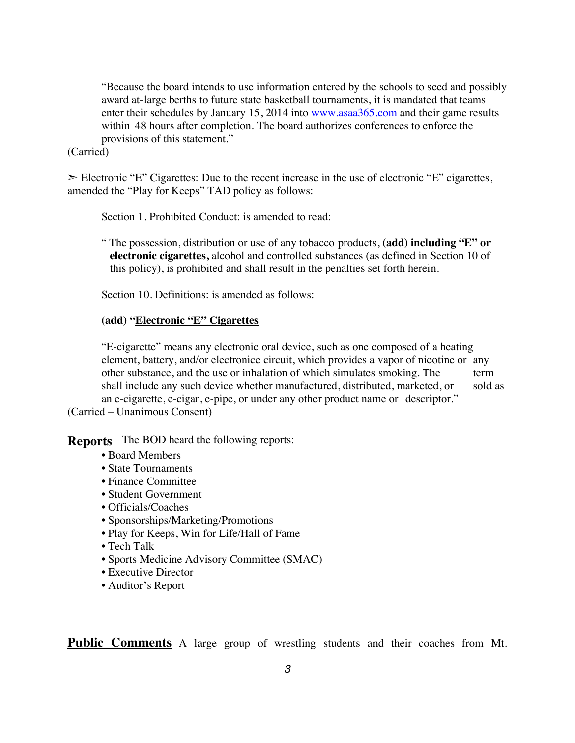> "Because the board intends to use information entered by the schools to seed and possibly award at-large berths to future state basketball tournaments, it is mandated that teams enter their schedules by January 15, 2014 into [www.asaa365.com](http://www.asaa365.com) and their game results within 48 hours after completion. The board authorizes conferences to enforce the provisions of this statement."

(Carried)

➢ Electronic "E" Cigarettes: Due to the recent increase in the use of electronic "E" cigarettes, amended the "Play for Keeps" TAD policy as follows:

> Section 1. Prohibited Conduct: is amended to read:
>
> " The possession, distribution or use of any tobacco products, **(add) including "E" or electronic cigarettes,** alcohol and controlled substances (as defined in Section 10 of this policy), is prohibited and shall result in the penalties set forth herein.
>
> Section 10. Definitions: is amended as follows:
>
> **(add) "Electronic "E" Cigarettes**
>
> "E-cigarette" means any electronic oral device, such as one composed of a heating element, battery, and/or electronice circuit, which provides a vapor of nicotine or any other substance, and the use or inhalation of which simulates smoking. The term shall include any such device whether manufactured, distributed, marketed, or sold as an e-cigarette, e-cigar, e-pipe, or under any other product name or descriptor."

(Carried – Unanimous Consent)

**Reports** The BOD heard the following reports:

- Board Members
- State Tournaments
- Finance Committee
- Student Government
- Officials/Coaches
- Sponsorships/Marketing/Promotions
- Play for Keeps, Win for Life/Hall of Fame
- Tech Talk
- Sports Medicine Advisory Committee (SMAC)
- Executive Director
- Auditor's Report

**Public Comments** A large group of wrestling students and their coaches from Mt.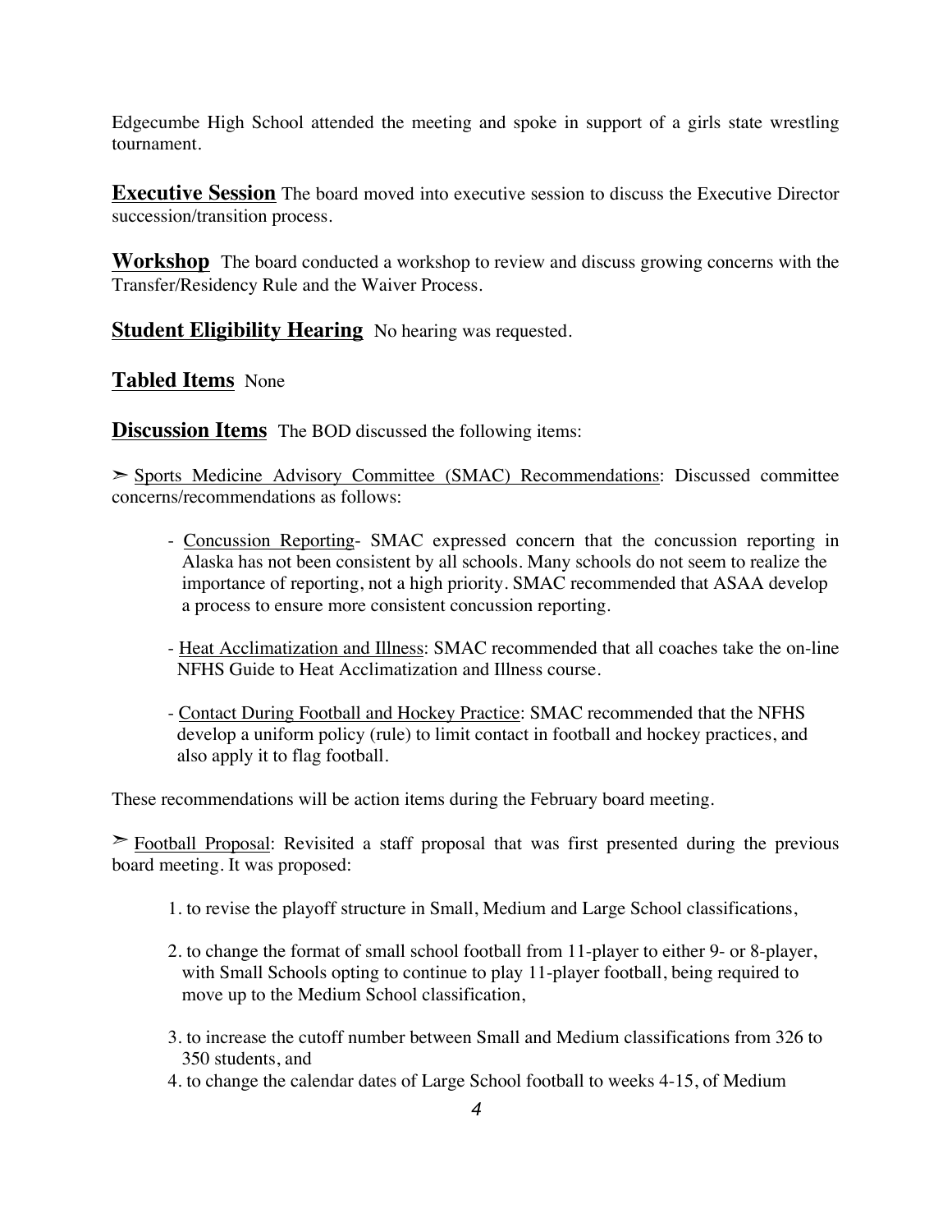Edgecumbe High School attended the meeting and spoke in support of a girls state wrestling tournament.

**Executive Session** The board moved into executive session to discuss the Executive Director succession/transition process.

**Workshop** The board conducted a workshop to review and discuss growing concerns with the Transfer/Residency Rule and the Waiver Process.

**Student Eligibility Hearing** No hearing was requested.

**Tabled Items** None

**Discussion Items** The BOD discussed the following items:

➢ Sports Medicine Advisory Committee (SMAC) Recommendations: Discussed committee concerns/recommendations as follows:

- Concussion Reporting- SMAC expressed concern that the concussion reporting in Alaska has not been consistent by all schools. Many schools do not seem to realize the importance of reporting, not a high priority. SMAC recommended that ASAA develop a process to ensure more consistent concussion reporting.

- Heat Acclimatization and Illness: SMAC recommended that all coaches take the on-line NFHS Guide to Heat Acclimatization and Illness course.

- Contact During Football and Hockey Practice: SMAC recommended that the NFHS develop a uniform policy (rule) to limit contact in football and hockey practices, and also apply it to flag football.

These recommendations will be action items during the February board meeting.

➢ Football Proposal: Revisited a staff proposal that was first presented during the previous board meeting. It was proposed:

1. to revise the playoff structure in Small, Medium and Large School classifications,

2. to change the format of small school football from 11-player to either 9- or 8-player, with Small Schools opting to continue to play 11-player football, being required to move up to the Medium School classification,

3. to increase the cutoff number between Small and Medium classifications from 326 to 350 students, and

4. to change the calendar dates of Large School football to weeks 4-15, of Medium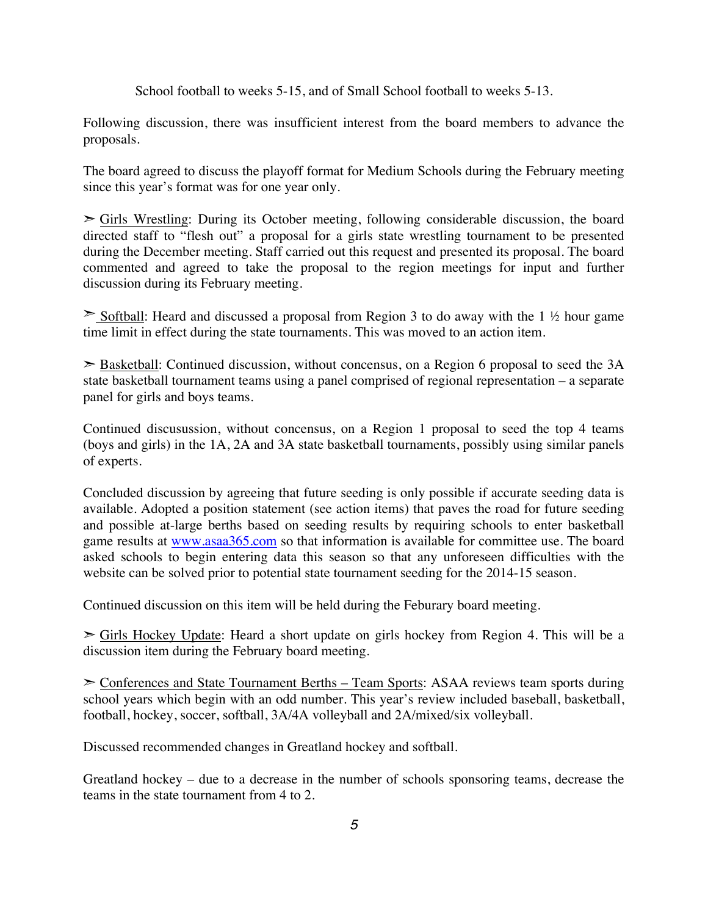School football to weeks 5-15, and of Small School football to weeks 5-13.

Following discussion, there was insufficient interest from the board members to advance the proposals.

The board agreed to discuss the playoff format for Medium Schools during the February meeting since this year's format was for one year only.

➢ <u>Girls Wrestling</u>: During its October meeting, following considerable discussion, the board directed staff to "flesh out" a proposal for a girls state wrestling tournament to be presented during the December meeting. Staff carried out this request and presented its proposal. The board commented and agreed to take the proposal to the region meetings for input and further discussion during its February meeting.

➢ <u>Softball</u>: Heard and discussed a proposal from Region 3 to do away with the 1 ½ hour game time limit in effect during the state tournaments. This was moved to an action item.

➢ <u>Basketball</u>: Continued discussion, without concensus, on a Region 6 proposal to seed the 3A state basketball tournament teams using a panel comprised of regional representation – a separate panel for girls and boys teams.

Continued discusussion, without concensus, on a Region 1 proposal to seed the top 4 teams (boys and girls) in the 1A, 2A and 3A state basketball tournaments, possibly using similar panels of experts.

Concluded discussion by agreeing that future seeding is only possible if accurate seeding data is available. Adopted a position statement (see action items) that paves the road for future seeding and possible at-large berths based on seeding results by requiring schools to enter basketball game results at [www.asaa365.com](http://www.asaa365.com) so that information is available for committee use. The board asked schools to begin entering data this season so that any unforeseen difficulties with the website can be solved prior to potential state tournament seeding for the 2014-15 season.

Continued discussion on this item will be held during the Feburary board meeting.

➢ <u>Girls Hockey Update</u>: Heard a short update on girls hockey from Region 4. This will be a discussion item during the February board meeting.

➢ <u>Conferences and State Tournament Berths – Team Sports</u>: ASAA reviews team sports during school years which begin with an odd number. This year's review included baseball, basketball, football, hockey, soccer, softball, 3A/4A volleyball and 2A/mixed/six volleyball.

Discussed recommended changes in Greatland hockey and softball.

Greatland hockey – due to a decrease in the number of schools sponsoring teams, decrease the teams in the state tournament from 4 to 2.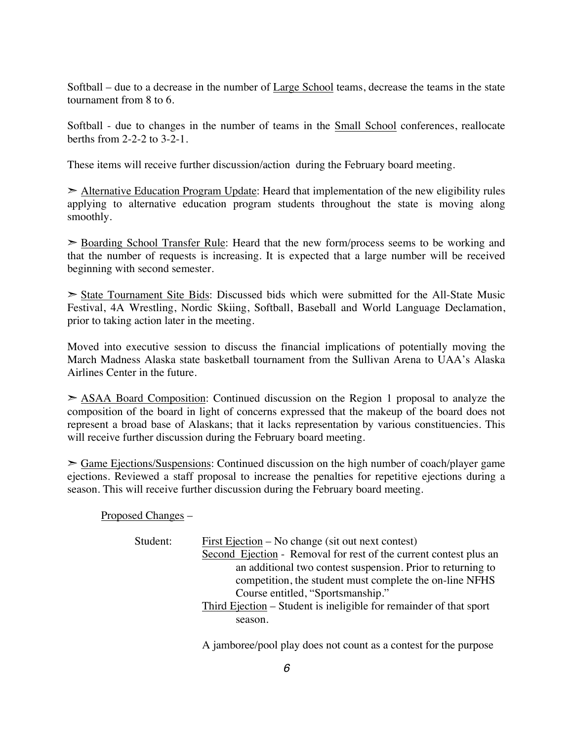Softball – due to a decrease in the number of Large School teams, decrease the teams in the state tournament from 8 to 6.

Softball - due to changes in the number of teams in the Small School conferences, reallocate berths from 2-2-2 to 3-2-1.

These items will receive further discussion/action during the February board meeting.

➢ Alternative Education Program Update: Heard that implementation of the new eligibility rules applying to alternative education program students throughout the state is moving along smoothly.

➢ Boarding School Transfer Rule: Heard that the new form/process seems to be working and that the number of requests is increasing. It is expected that a large number will be received beginning with second semester.

➢ State Tournament Site Bids: Discussed bids which were submitted for the All-State Music Festival, 4A Wrestling, Nordic Skiing, Softball, Baseball and World Language Declamation, prior to taking action later in the meeting.

Moved into executive session to discuss the financial implications of potentially moving the March Madness Alaska state basketball tournament from the Sullivan Arena to UAA's Alaska Airlines Center in the future.

➢ ASAA Board Composition: Continued discussion on the Region 1 proposal to analyze the composition of the board in light of concerns expressed that the makeup of the board does not represent a broad base of Alaskans; that it lacks representation by various constituencies. This will receive further discussion during the February board meeting.

➢ Game Ejections/Suspensions: Continued discussion on the high number of coach/player game ejections. Reviewed a staff proposal to increase the penalties for repetitive ejections during a season. This will receive further discussion during the February board meeting.

Proposed Changes –

Student:

First Ejection – No change (sit out next contest)

Second Ejection - Removal for rest of the current contest plus an an additional two contest suspension. Prior to returning to competition, the student must complete the on-line NFHS Course entitled, "Sportsmanship."

Third Ejection – Student is ineligible for remainder of that sport season.

A jamboree/pool play does not count as a contest for the purpose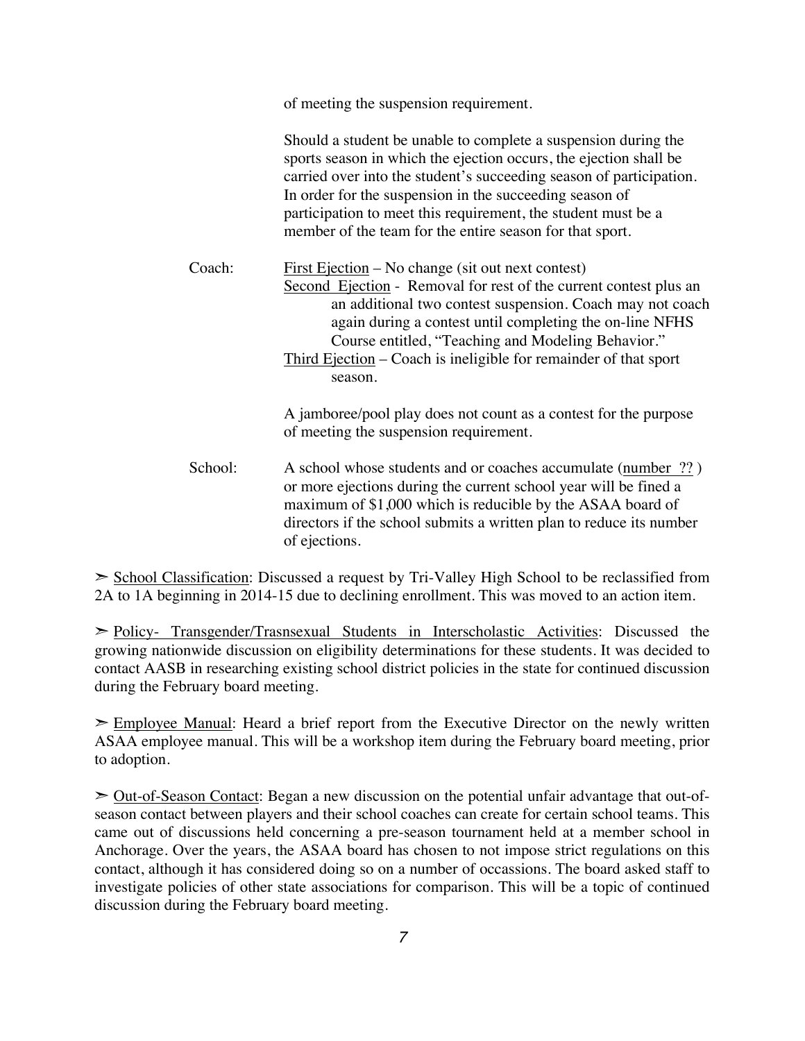of meeting the suspension requirement.

Should a student be unable to complete a suspension during the sports season in which the ejection occurs, the ejection shall be carried over into the student's succeeding season of participation. In order for the suspension in the succeeding season of participation to meet this requirement, the student must be a member of the team for the entire season for that sport.

Coach: First Ejection – No change (sit out next contest)
Second Ejection - Removal for rest of the current contest plus an an additional two contest suspension. Coach may not coach again during a contest until completing the on-line NFHS Course entitled, "Teaching and Modeling Behavior."
Third Ejection – Coach is ineligible for remainder of that sport season.

A jamboree/pool play does not count as a contest for the purpose of meeting the suspension requirement.

School: A school whose students and or coaches accumulate (number ?? ) or more ejections during the current school year will be fined a maximum of $1,000 which is reducible by the ASAA board of directors if the school submits a written plan to reduce its number of ejections.

➢ School Classification: Discussed a request by Tri-Valley High School to be reclassified from 2A to 1A beginning in 2014-15 due to declining enrollment. This was moved to an action item.

➢ Policy- Transgender/Trasnsexual Students in Interscholastic Activities: Discussed the growing nationwide discussion on eligibility determinations for these students. It was decided to contact AASB in researching existing school district policies in the state for continued discussion during the February board meeting.

➢ Employee Manual: Heard a brief report from the Executive Director on the newly written ASAA employee manual. This will be a workshop item during the February board meeting, prior to adoption.

➢ Out-of-Season Contact: Began a new discussion on the potential unfair advantage that out-of-season contact between players and their school coaches can create for certain school teams. This came out of discussions held concerning a pre-season tournament held at a member school in Anchorage. Over the years, the ASAA board has chosen to not impose strict regulations on this contact, although it has considered doing so on a number of occassions. The board asked staff to investigate policies of other state associations for comparison. This will be a topic of continued discussion during the February board meeting.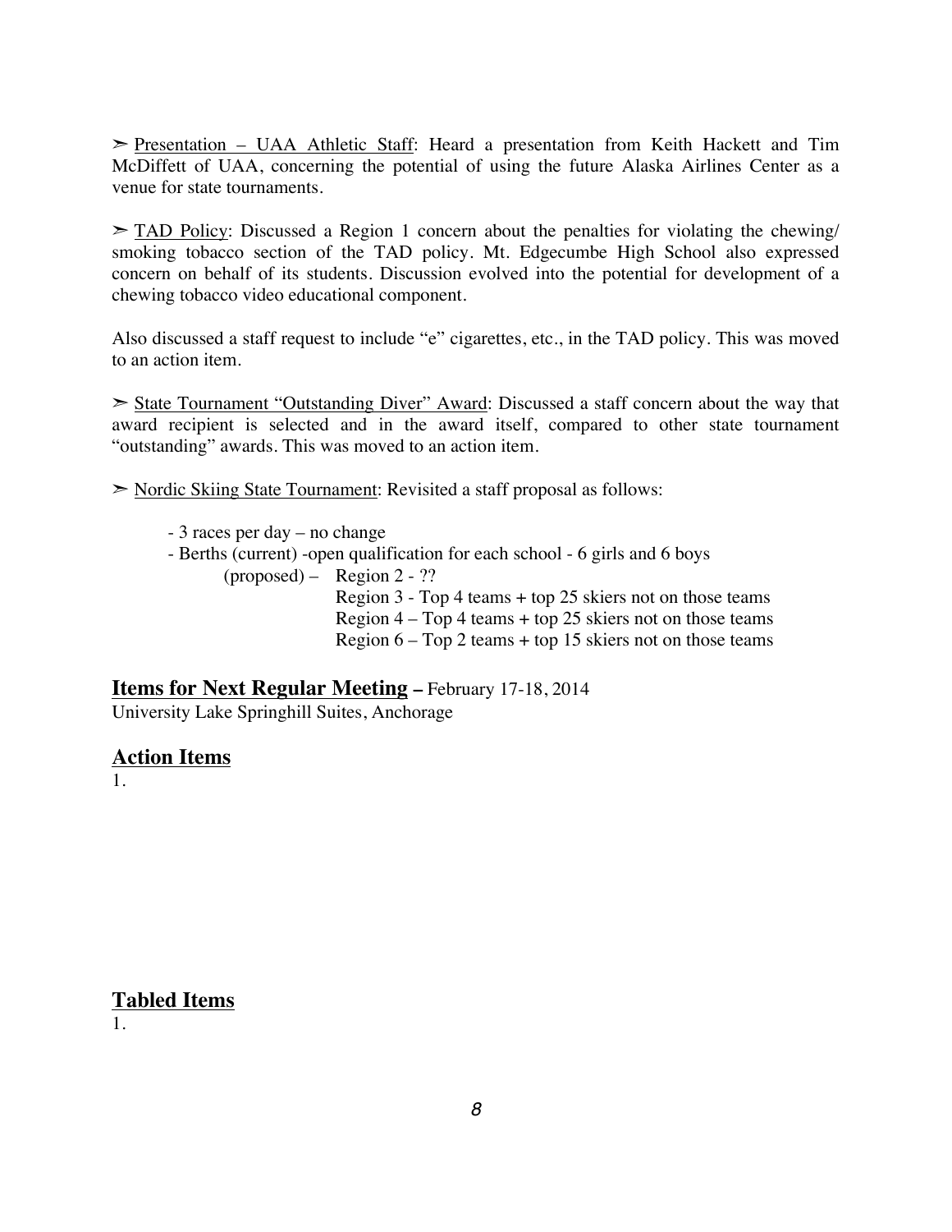➢ <u>Presentation – UAA Athletic Staff</u>: Heard a presentation from Keith Hackett and Tim McDiffett of UAA, concerning the potential of using the future Alaska Airlines Center as a venue for state tournaments.

➢ <u>TAD Policy</u>: Discussed a Region 1 concern about the penalties for violating the chewing/ smoking tobacco section of the TAD policy. Mt. Edgecumbe High School also expressed concern on behalf of its students. Discussion evolved into the potential for development of a chewing tobacco video educational component.

Also discussed a staff request to include "e" cigarettes, etc., in the TAD policy. This was moved to an action item.

➢ <u>State Tournament "Outstanding Diver" Award</u>: Discussed a staff concern about the way that award recipient is selected and in the award itself, compared to other state tournament "outstanding" awards. This was moved to an action item.

➢ <u>Nordic Skiing State Tournament</u>: Revisited a staff proposal as follows:

- 3 races per day – no change
- Berths (current) -open qualification for each school - 6 girls and 6 boys
  - (proposed) – Region 2 - ??
    - Region 3 - Top 4 teams + top 25 skiers not on those teams
    - Region 4 – Top 4 teams + top 25 skiers not on those teams
    - Region 6 – Top 2 teams + top 15 skiers not on those teams

## <u>Items for Next Regular Meeting</u> – February 17-18, 2014

University Lake Springhill Suites, Anchorage

## <u>Action Items</u>

1.

## <u>Tabled Items</u>

1.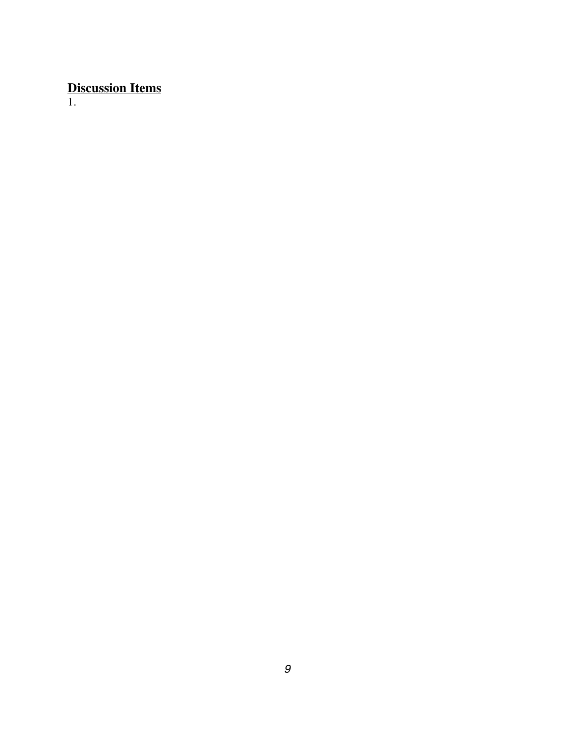**Discussion Items**

1.